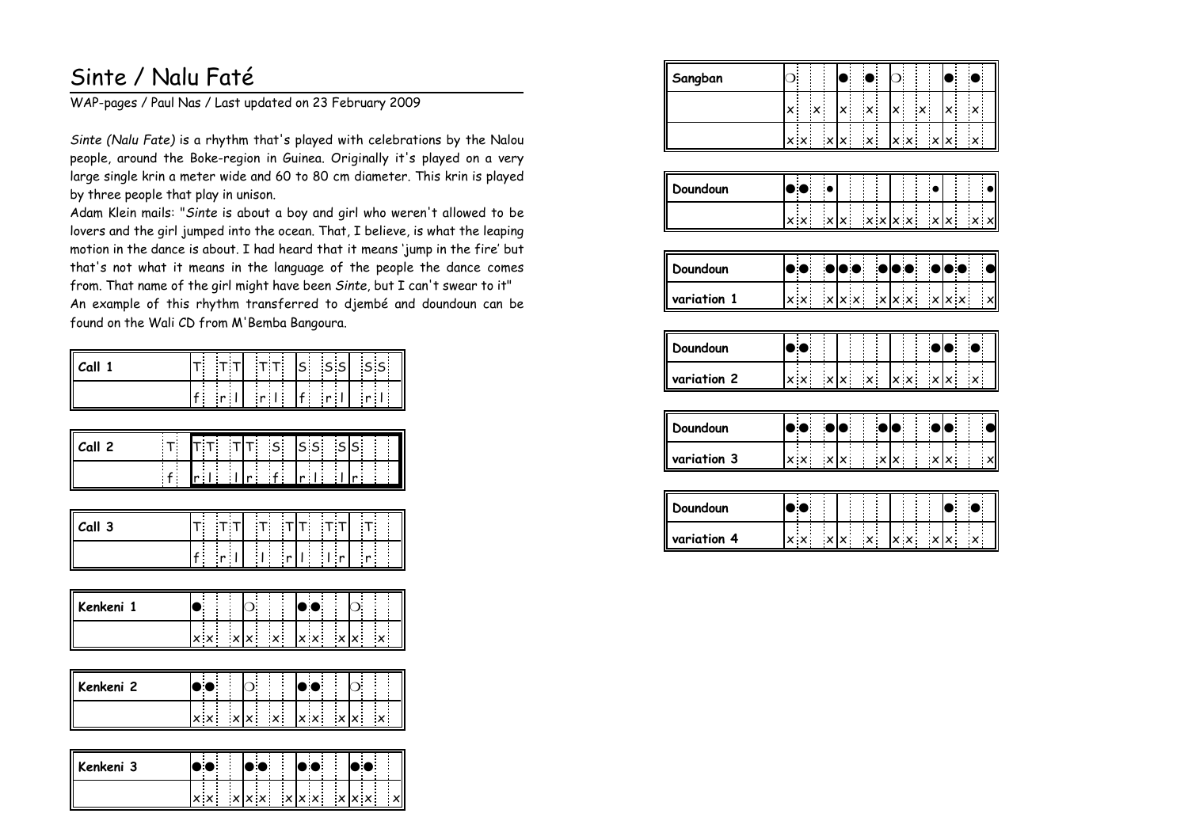# Sinte / Nalu Faté

WAP-pages / Paul Nas / Last updated on 23 February 2009

*Sinte (Nalu Fate)* is a rhythm that's played with celebrations by the Nalou people, around the Boke-region in Guinea. Originally it's played on a very large single krin a meter wide and 60 to 80 cm diameter. This krin is played by three people that play in unison.

Adam Klein mails: "*Sinte* is about a boy and girl who weren't allowed to be lovers and the girl jumped into the ocean. That, I believe, is what the leaping motion in the dance is about. I had heard that it means 'jump in the fire' but that's not what it means in the language of the people the dance comes from. That name of the girl might have been *Sinte*, but I can't swear to it"

An example of this rhythm transferred to djembé and doundoun can be found on the Wali CD from M'Bemba Bangoura.

| Call 1 | | | | | | | | | | | | | | | | |
|---|---|---|---|---|---|---|---|---|---|---|---|---|---|---|---|---|
| | T | | T | T | | T | T | | S | | S | S | | S | S | |
| | f | | r | l | | r | l | | f | | r | l | | r | l | |

| Call 2 | | | | | | | | | | | | | | | | | | |
|---|---|---|---|---|---|---|---|---|---|---|---|---|---|---|---|---|---|---|
| | T | | T | T | | T | T | | S | | S | S | | S | S | | | |
| | f | | r | l | | l | r | | f | | r | l | | l | r | | | |

| Call 3 | | | | | | | | | | | | | | | | |
|---|---|---|---|---|---|---|---|---|---|---|---|---|---|---|---|---|
| | T | | T | T | | T | | T | T | | T | T | | T | | |
| | f | | r | l | | l | | r | l | | l | r | | r | | |

| Kenkeni 1 | | | | | | | | | | | | | | | | |
|---|---|---|---|---|---|---|---|---|---|---|---|---|---|---|---|---|
| | ● | | | | ○ | | | | ● | ● | | | ○ | | | |
| | x | x | | x | x | | x | | x | x | | x | x | | x | |

| Kenkeni 2 | | | | | | | | | | | | | | | | |
|---|---|---|---|---|---|---|---|---|---|---|---|---|---|---|---|---|
| | ● | ● | | | ○ | | | | ● | ● | | | ○ | | | |
| | x | x | | x | x | | x | | x | x | | x | x | | x | |

| Kenkeni 3 | | | | | | | | | | | | | | | | |
|---|---|---|---|---|---|---|---|---|---|---|---|---|---|---|---|---|
| | ● | ● | | | ● | ● | | | ● | ● | | | ● | ● | | |
| | x | x | | x | x | x | | x | x | x | | x | x | x | | x |

| Sangban | | | | | | | | | | | | | | | | |
|---|---|---|---|---|---|---|---|---|---|---|---|---|---|---|---|---|
| | ○ | | | | ● | | ● | | ○ | | | | ● | | ● | |
| | x | | x | | x | | x | | x | | x | | x | | x | |
| | x | x | | x | x | | x | | x | x | | x | x | | x | |

| Doundoun | | | | | | | | | | | | | | | | |
|---|---|---|---|---|---|---|---|---|---|---|---|---|---|---|---|---|
| | ● | ● | | ● | | | | | | | | ● | | | | ● |
| | x | x | | x | x | | x | x | x | x | | x | x | | x | x |

| Doundoun variation 1 | | | | | | | | | | | | | | | | |
|---|---|---|---|---|---|---|---|---|---|---|---|---|---|---|---|---|
| | ● | ● | | ● | ● | ● | | ● | ● | ● | | ● | ● | ● | | ● |
| | x | x | | x | x | x | | x | x | x | | x | x | x | | x |

| Doundoun variation 2 | | | | | | | | | | | | | | | | |
|---|---|---|---|---|---|---|---|---|---|---|---|---|---|---|---|---|
| | ● | ● | | | | | | | | | | ● | ● | | ● | |
| | x | x | | x | x | | x | | x | x | | x | x | | x | |

| Doundoun variation 3 | | | | | | | | | | | | | | | | |
|---|---|---|---|---|---|---|---|---|---|---|---|---|---|---|---|---|
| | ● | ● | | ● | ● | | | ● | ● | | | ● | ● | | | ● |
| | x | x | | x | x | | | x | x | | | x | x | | | x |

| Doundoun variation 4 | | | | | | | | | | | | | | | | |
|---|---|---|---|---|---|---|---|---|---|---|---|---|---|---|---|---|
| | ● | ● | | | | | | | | | | | ● | | ● | |
| | x | x | | x | x | | x | | x | x | | x | x | | x | |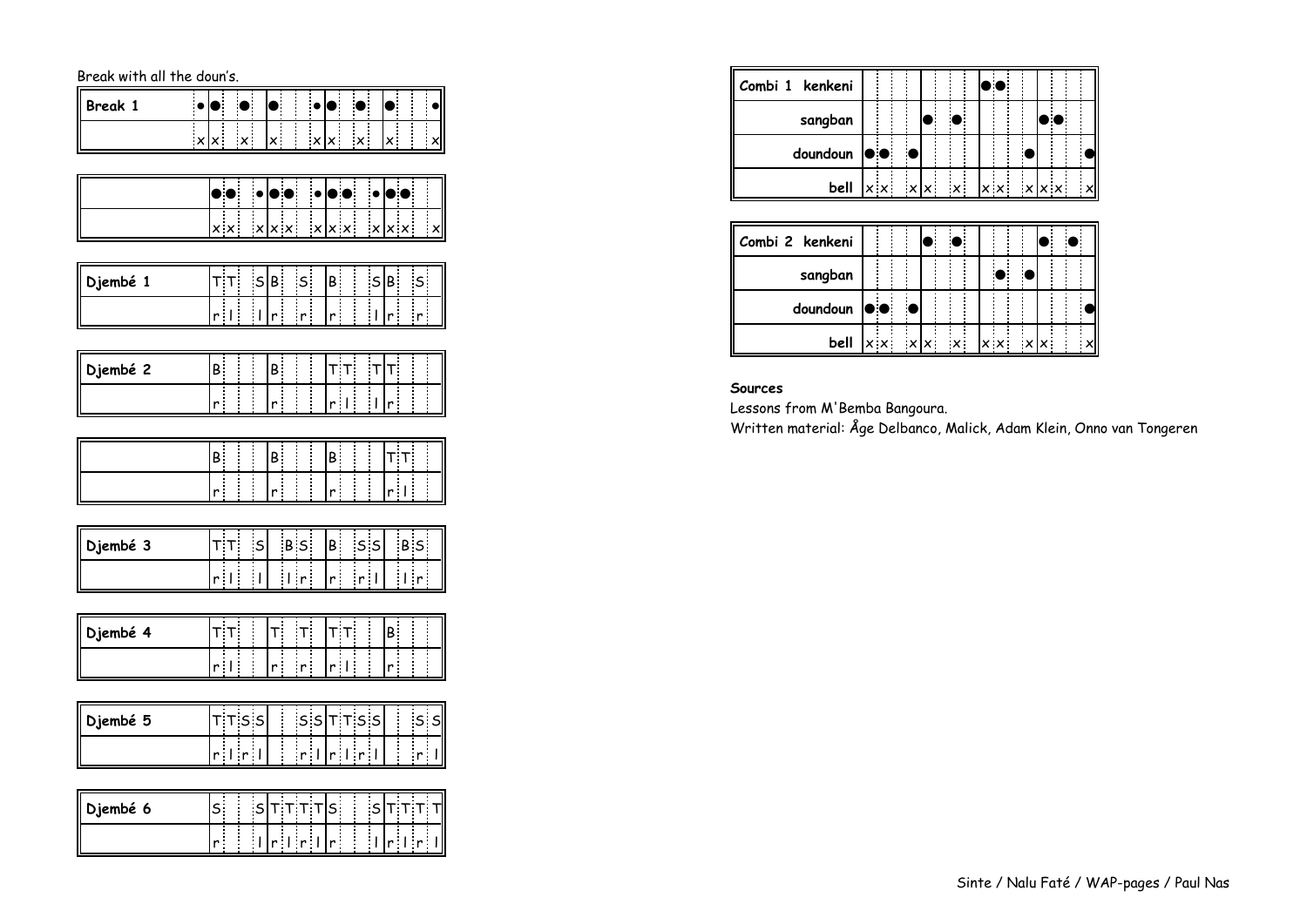Break with all the doun's.

| | | | | | | | | | | | | | | | | | |
|---|---|---|---|---|---|---|---|---|---|---|---|---|---|---|---|---|---|
| **Break 1** | • | ● | | ● | | ● | | • | ● | | ● | | ● | | | | • |
| | x | x | | x | | x | | x | x | | x | | x | | | | x |

| | | | | | | | | | | | | | | | | | |
|---|---|---|---|---|---|---|---|---|---|---|---|---|---|---|---|---|---|
| | | ● | ● | | • | ● | ● | | • | ● | ● | | • | ● | ● | | |
| | | x | x | | x | x | x | | x | x | x | | x | x | x | | x |

| | | | | | | | | | | | | | | | | |
|---|---|---|---|---|---|---|---|---|---|---|---|---|---|---|---|---|
| **Djembé 1** | T | T | | S | B | | S | | B | | | S | B | | S | |
| | r | l | | l | r | | r | | r | | | l | r | | r | |

| | | | | | | | | | | | | | | | | |
|---|---|---|---|---|---|---|---|---|---|---|---|---|---|---|---|---|
| **Djembé 2** | B | | | | B | | | | T | T | | T | T | | | |
| | r | | | | r | | | | r | l | | l | r | | | |

| | | | | | | | | | | | | | | | | |
|---|---|---|---|---|---|---|---|---|---|---|---|---|---|---|---|---|
| | B | | | | B | | | | B | | | | T | T | | |
| | r | | | | r | | | | r | | | | r | l | | |

| | | | | | | | | | | | | | | | | |
|---|---|---|---|---|---|---|---|---|---|---|---|---|---|---|---|---|
| **Djembé 3** | T | T | | S | | B | S | | B | | S | S | | B | S | |
| | r | l | | l | | l | r | | r | | r | l | | l | r | |

| | | | | | | | | | | | | | | | | |
|---|---|---|---|---|---|---|---|---|---|---|---|---|---|---|---|---|
| **Djembé 4** | T | T | | | T | | T | | T | T | | | B | | | |
| | r | l | | | r | | r | | r | l | | | r | | | |

| | | | | | | | | | | | | | | | | |
|---|---|---|---|---|---|---|---|---|---|---|---|---|---|---|---|---|
| **Djembé 5** | T | T | S | S | | | S | S | T | T | S | S | | | S | S |
| | r | l | r | l | | | r | l | r | l | r | l | | | r | l |

| | | | | | | | | | | | | | | | | |
|---|---|---|---|---|---|---|---|---|---|---|---|---|---|---|---|---|
| **Djembé 6** | S | | | S | T | T | T | T | S | | | S | T | T | T | T |
| | r | | | l | r | l | r | l | r | | | l | r | l | r | l |

| | | | | | | | | | | | | | | | | |
|---|---|---|---|---|---|---|---|---|---|---|---|---|---|---|---|---|
| **Combi 1 kenkeni** | | | | | | | | | ● | ● | | | | | | |
| **sangban** | | | | | ● | | ● | | | | | | ● | ● | | |
| **doundoun** | ● | ● | | ● | | | | | | | | ● | | | | ● |
| **bell** | x | x | | x | x | | x | | x | x | | x | x | x | | x |

| | | | | | | | | | | | | | | | | |
|---|---|---|---|---|---|---|---|---|---|---|---|---|---|---|---|---|
| **Combi 2 kenkeni** | | | | | ● | | ● | | | | | | ● | | ● | |
| **sangban** | | | | | | | | | | ● | | ● | | | | |
| **doundoun** | ● | ● | | ● | | | | | | | | | | | | ● |
| **bell** | x | x | | x | x | | x | | x | x | | x | x | | | x |

**Sources**

Lessons from M'Bemba Bangoura.
Written material: Åge Delbanco, Malick, Adam Klein, Onno van Tongeren

Sinte / Nalu Faté / WAP-pages / Paul Nas